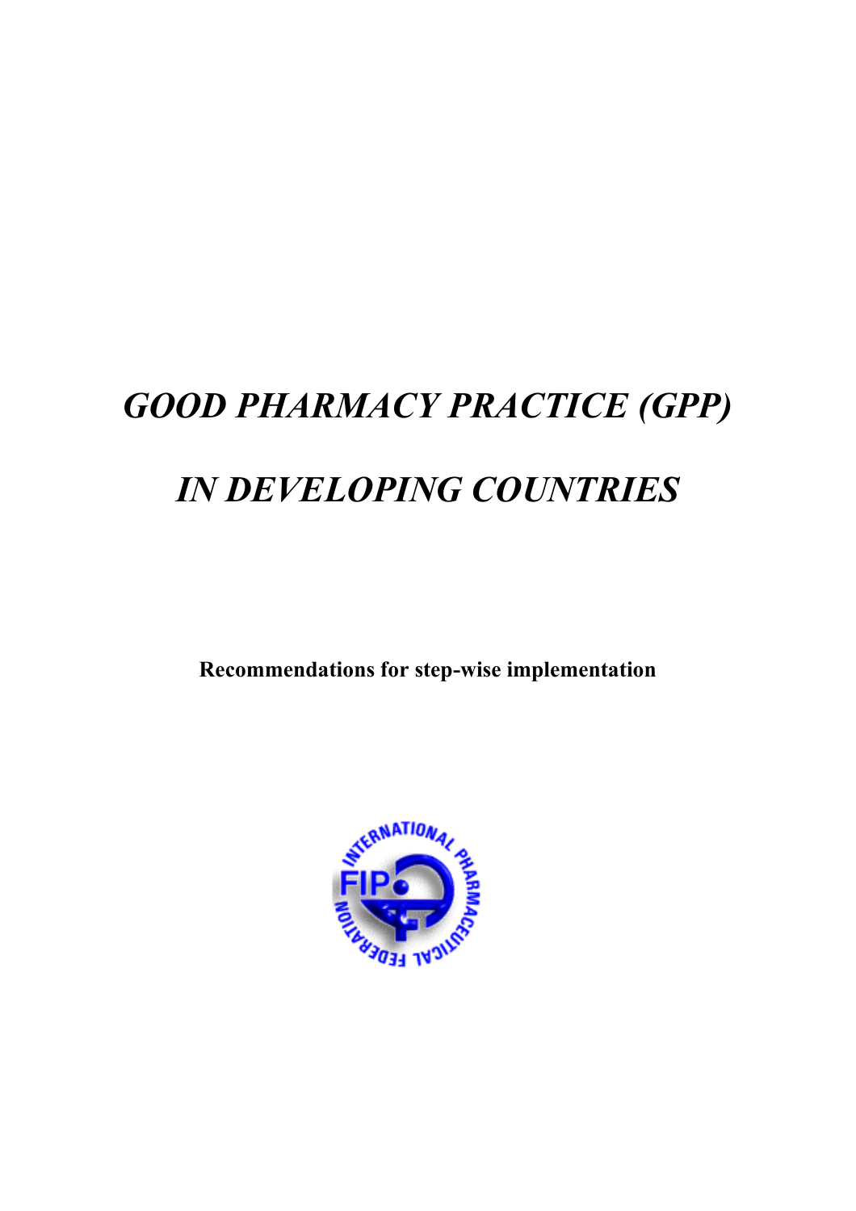# *GOOD PHARMACY PRACTICE (GPP)*

# *IN DEVELOPING COUNTRIES*

**Recommendations for step-wise implementation**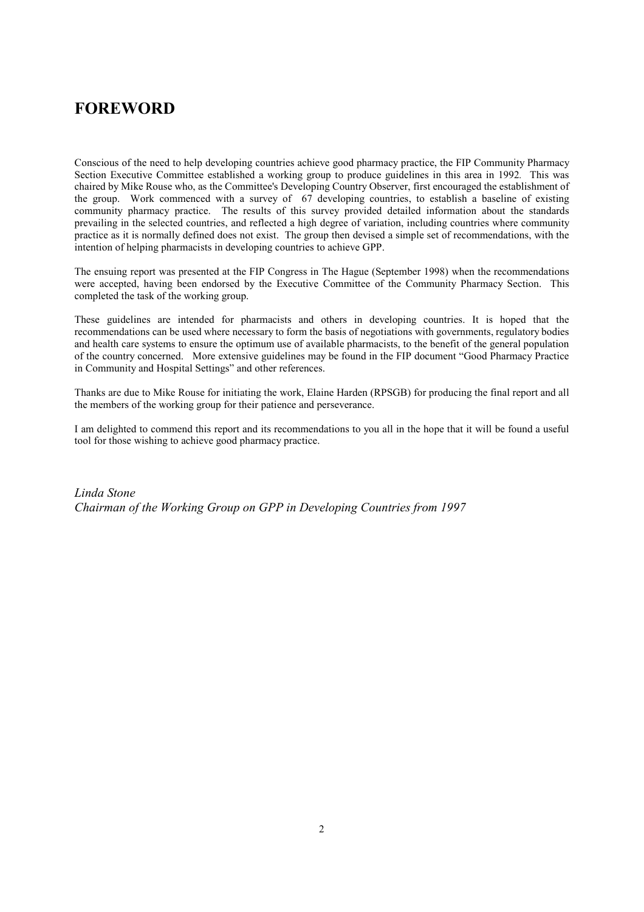# FOREWORD

Conscious of the need to help developing countries achieve good pharmacy practice, the FIP Community Pharmacy Section Executive Committee established a working group to produce guidelines in this area in 1992. This was chaired by Mike Rouse who, as the Committee's Developing Country Observer, first encouraged the establishment of the group. Work commenced with a survey of 67 developing countries, to establish a baseline of existing community pharmacy practice. The results of this survey provided detailed information about the standards prevailing in the selected countries, and reflected a high degree of variation, including countries where community practice as it is normally defined does not exist. The group then devised a simple set of recommendations, with the intention of helping pharmacists in developing countries to achieve GPP.

The ensuing report was presented at the FIP Congress in The Hague (September 1998) when the recommendations were accepted, having been endorsed by the Executive Committee of the Community Pharmacy Section. This completed the task of the working group.

These guidelines are intended for pharmacists and others in developing countries. It is hoped that the recommendations can be used where necessary to form the basis of negotiations with governments, regulatory bodies and health care systems to ensure the optimum use of available pharmacists, to the benefit of the general population of the country concerned. More extensive guidelines may be found in the FIP document "Good Pharmacy Practice in Community and Hospital Settings" and other references.

Thanks are due to Mike Rouse for initiating the work, Elaine Harden (RPSGB) for producing the final report and all the members of the working group for their patience and perseverance.

I am delighted to commend this report and its recommendations to you all in the hope that it will be found a useful tool for those wishing to achieve good pharmacy practice.

*Linda Stone*
*Chairman of the Working Group on GPP in Developing Countries from 1997*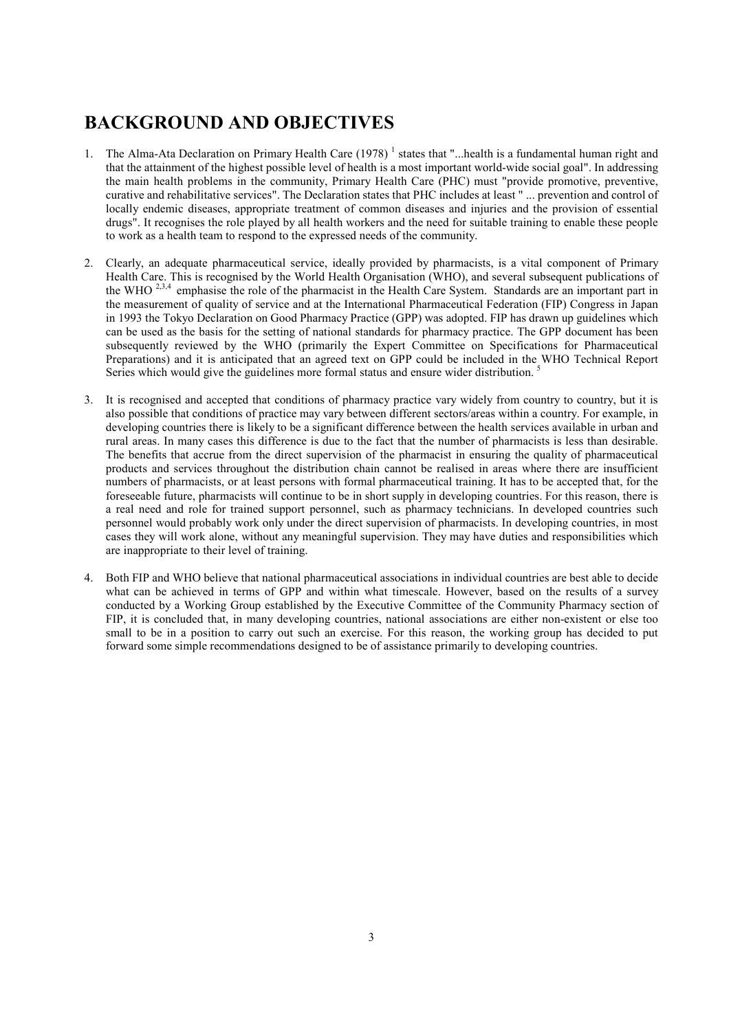# BACKGROUND AND OBJECTIVES

1. The Alma-Ata Declaration on Primary Health Care (1978) [1] states that "...health is a fundamental human right and that the attainment of the highest possible level of health is a most important world-wide social goal". In addressing the main health problems in the community, Primary Health Care (PHC) must "provide promotive, preventive, curative and rehabilitative services". The Declaration states that PHC includes at least " ... prevention and control of locally endemic diseases, appropriate treatment of common diseases and injuries and the provision of essential drugs". It recognises the role played by all health workers and the need for suitable training to enable these people to work as a health team to respond to the expressed needs of the community.

2. Clearly, an adequate pharmaceutical service, ideally provided by pharmacists, is a vital component of Primary Health Care. This is recognised by the World Health Organisation (WHO), and several subsequent publications of the WHO [2,3,4] emphasise the role of the pharmacist in the Health Care System. Standards are an important part in the measurement of quality of service and at the International Pharmaceutical Federation (FIP) Congress in Japan in 1993 the Tokyo Declaration on Good Pharmacy Practice (GPP) was adopted. FIP has drawn up guidelines which can be used as the basis for the setting of national standards for pharmacy practice. The GPP document has been subsequently reviewed by the WHO (primarily the Expert Committee on Specifications for Pharmaceutical Preparations) and it is anticipated that an agreed text on GPP could be included in the WHO Technical Report Series which would give the guidelines more formal status and ensure wider distribution. [5]

3. It is recognised and accepted that conditions of pharmacy practice vary widely from country to country, but it is also possible that conditions of practice may vary between different sectors/areas within a country. For example, in developing countries there is likely to be a significant difference between the health services available in urban and rural areas. In many cases this difference is due to the fact that the number of pharmacists is less than desirable. The benefits that accrue from the direct supervision of the pharmacist in ensuring the quality of pharmaceutical products and services throughout the distribution chain cannot be realised in areas where there are insufficient numbers of pharmacists, or at least persons with formal pharmaceutical training. It has to be accepted that, for the foreseeable future, pharmacists will continue to be in short supply in developing countries. For this reason, there is a real need and role for trained support personnel, such as pharmacy technicians. In developed countries such personnel would probably work only under the direct supervision of pharmacists. In developing countries, in most cases they will work alone, without any meaningful supervision. They may have duties and responsibilities which are inappropriate to their level of training.

4. Both FIP and WHO believe that national pharmaceutical associations in individual countries are best able to decide what can be achieved in terms of GPP and within what timescale. However, based on the results of a survey conducted by a Working Group established by the Executive Committee of the Community Pharmacy section of FIP, it is concluded that, in many developing countries, national associations are either non-existent or else too small to be in a position to carry out such an exercise. For this reason, the working group has decided to put forward some simple recommendations designed to be of assistance primarily to developing countries.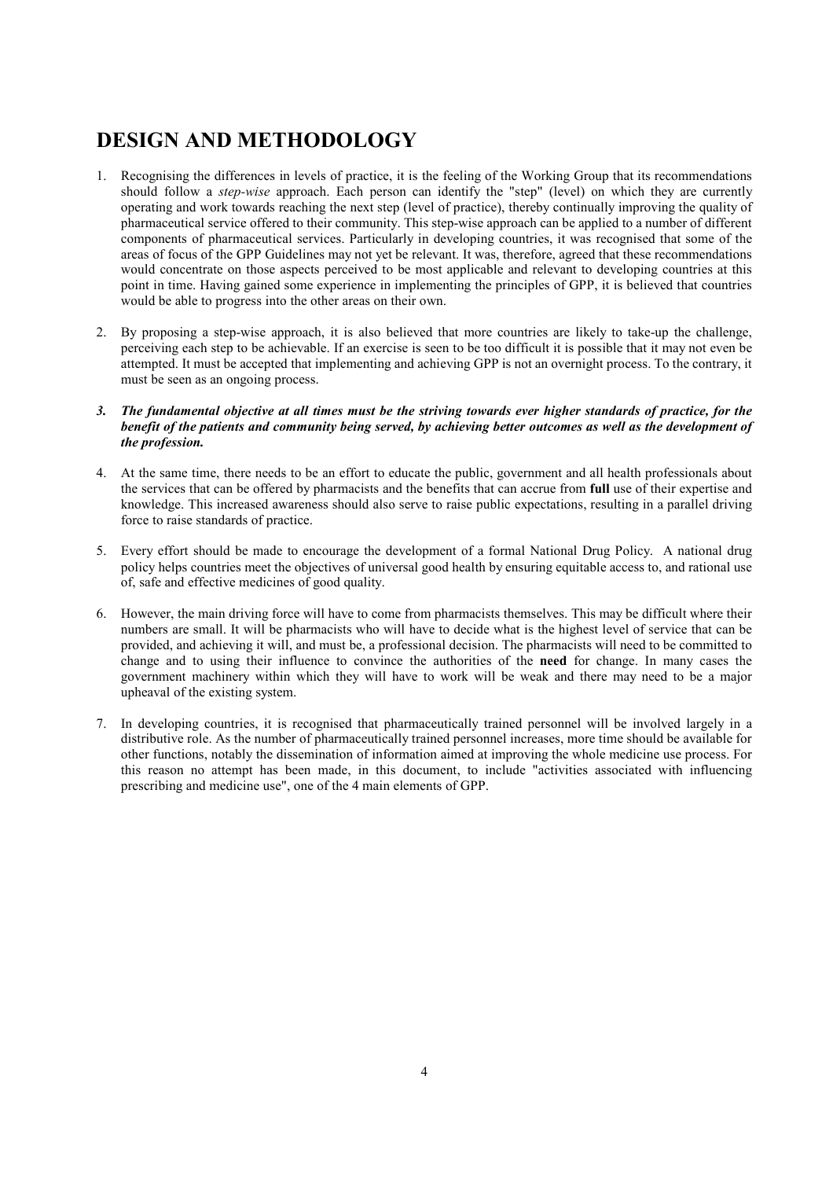# DESIGN AND METHODOLOGY

1. Recognising the differences in levels of practice, it is the feeling of the Working Group that its recommendations should follow a *step-wise* approach. Each person can identify the "step" (level) on which they are currently operating and work towards reaching the next step (level of practice), thereby continually improving the quality of pharmaceutical service offered to their community. This step-wise approach can be applied to a number of different components of pharmaceutical services. Particularly in developing countries, it was recognised that some of the areas of focus of the GPP Guidelines may not yet be relevant. It was, therefore, agreed that these recommendations would concentrate on those aspects perceived to be most applicable and relevant to developing countries at this point in time. Having gained some experience in implementing the principles of GPP, it is believed that countries would be able to progress into the other areas on their own.

2. By proposing a step-wise approach, it is also believed that more countries are likely to take-up the challenge, perceiving each step to be achievable. If an exercise is seen to be too difficult it is possible that it may not even be attempted. It must be accepted that implementing and achieving GPP is not an overnight process. To the contrary, it must be seen as an ongoing process.

3. ***The fundamental objective at all times must be the striving towards ever higher standards of practice, for the benefit of the patients and community being served, by achieving better outcomes as well as the development of the profession.***

4. At the same time, there needs to be an effort to educate the public, government and all health professionals about the services that can be offered by pharmacists and the benefits that can accrue from **full** use of their expertise and knowledge. This increased awareness should also serve to raise public expectations, resulting in a parallel driving force to raise standards of practice.

5. Every effort should be made to encourage the development of a formal National Drug Policy. A national drug policy helps countries meet the objectives of universal good health by ensuring equitable access to, and rational use of, safe and effective medicines of good quality.

6. However, the main driving force will have to come from pharmacists themselves. This may be difficult where their numbers are small. It will be pharmacists who will have to decide what is the highest level of service that can be provided, and achieving it will, and must be, a professional decision. The pharmacists will need to be committed to change and to using their influence to convince the authorities of the **need** for change. In many cases the government machinery within which they will have to work will be weak and there may need to be a major upheaval of the existing system.

7. In developing countries, it is recognised that pharmaceutically trained personnel will be involved largely in a distributive role. As the number of pharmaceutically trained personnel increases, more time should be available for other functions, notably the dissemination of information aimed at improving the whole medicine use process. For this reason no attempt has been made, in this document, to include "activities associated with influencing prescribing and medicine use", one of the 4 main elements of GPP.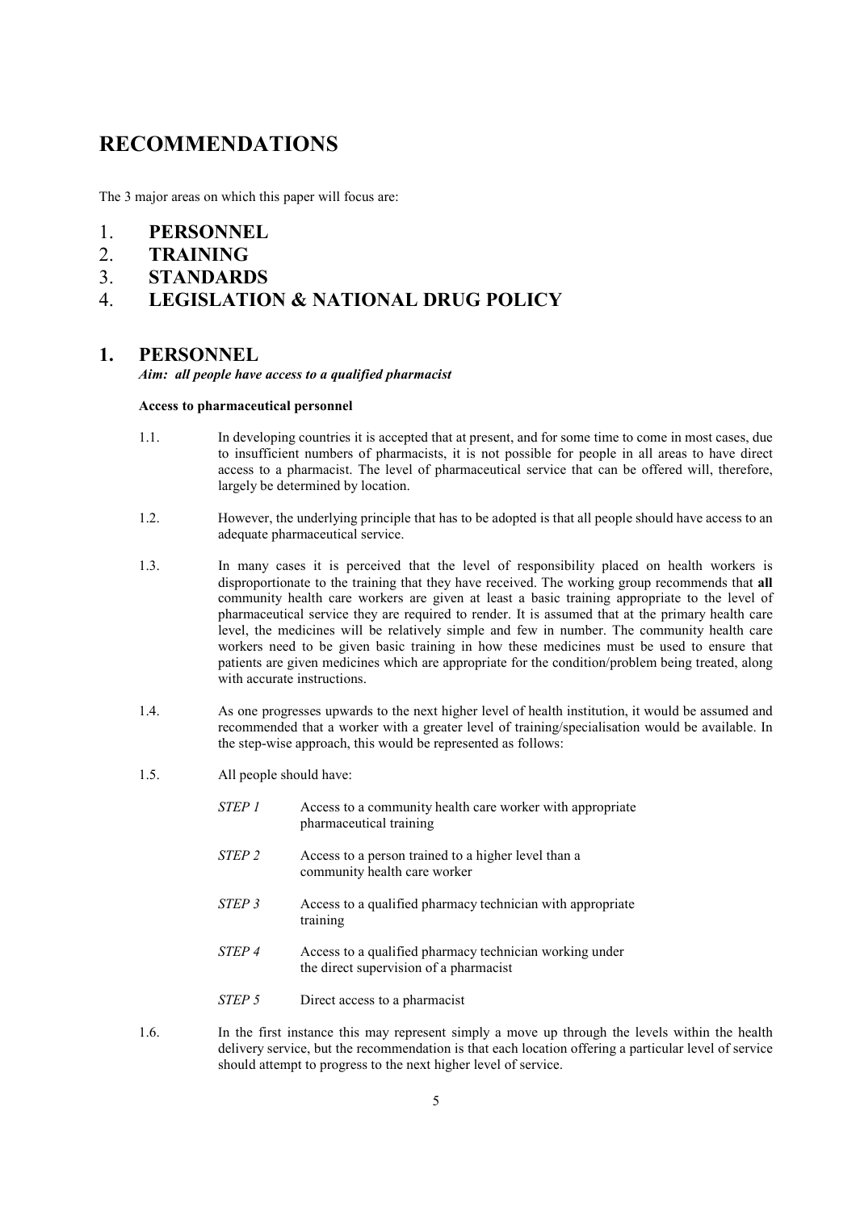# RECOMMENDATIONS

The 3 major areas on which this paper will focus are:

1. **PERSONNEL**
2. **TRAINING**
3. **STANDARDS**
4. **LEGISLATION & NATIONAL DRUG POLICY**

## 1. PERSONNEL

***Aim: all people have access to a qualified pharmacist***

**Access to pharmaceutical personnel**

1.1. In developing countries it is accepted that at present, and for some time to come in most cases, due to insufficient numbers of pharmacists, it is not possible for people in all areas to have direct access to a pharmacist. The level of pharmaceutical service that can be offered will, therefore, largely be determined by location.

1.2. However, the underlying principle that has to be adopted is that all people should have access to an adequate pharmaceutical service.

1.3. In many cases it is perceived that the level of responsibility placed on health workers is disproportionate to the training that they have received. The working group recommends that **all** community health care workers are given at least a basic training appropriate to the level of pharmaceutical service they are required to render. It is assumed that at the primary health care level, the medicines will be relatively simple and few in number. The community health care workers need to be given basic training in how these medicines must be used to ensure that patients are given medicines which are appropriate for the condition/problem being treated, along with accurate instructions.

1.4. As one progresses upwards to the next higher level of health institution, it would be assumed and recommended that a worker with a greater level of training/specialisation would be available. In the step-wise approach, this would be represented as follows:

1.5. All people should have:

*STEP 1* Access to a community health care worker with appropriate pharmaceutical training

*STEP 2* Access to a person trained to a higher level than a community health care worker

*STEP 3* Access to a qualified pharmacy technician with appropriate training

*STEP 4* Access to a qualified pharmacy technician working under the direct supervision of a pharmacist

*STEP 5* Direct access to a pharmacist

1.6. In the first instance this may represent simply a move up through the levels within the health delivery service, but the recommendation is that each location offering a particular level of service should attempt to progress to the next higher level of service.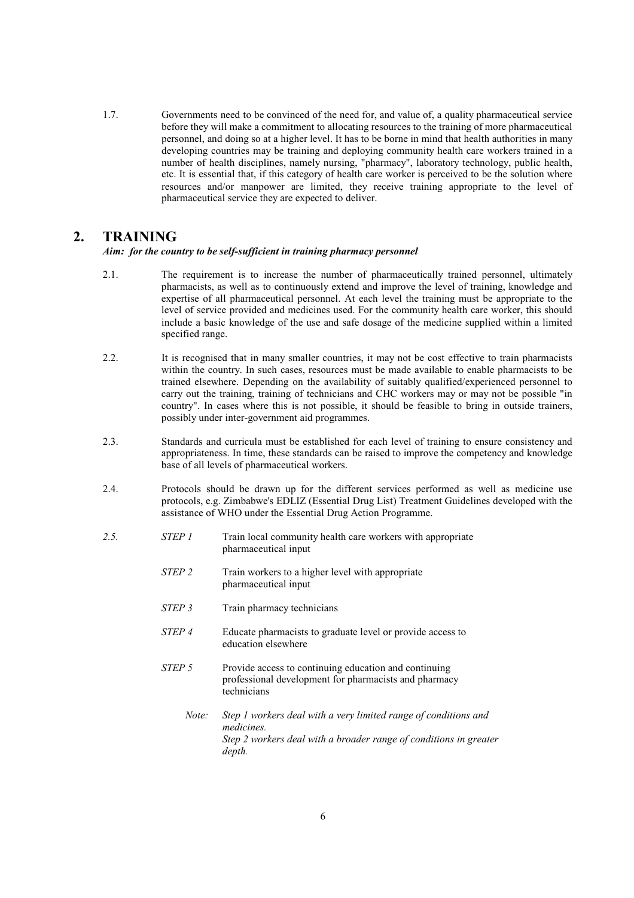1.7. Governments need to be convinced of the need for, and value of, a quality pharmaceutical service before they will make a commitment to allocating resources to the training of more pharmaceutical personnel, and doing so at a higher level. It has to be borne in mind that health authorities in many developing countries may be training and deploying community health care workers trained in a number of health disciplines, namely nursing, "pharmacy", laboratory technology, public health, etc. It is essential that, if this category of health care worker is perceived to be the solution where resources and/or manpower are limited, they receive training appropriate to the level of pharmaceutical service they are expected to deliver.

## 2. TRAINING

***Aim: for the country to be self-sufficient in training pharmacy personnel***

2.1. The requirement is to increase the number of pharmaceutically trained personnel, ultimately pharmacists, as well as to continuously extend and improve the level of training, knowledge and expertise of all pharmaceutical personnel. At each level the training must be appropriate to the level of service provided and medicines used. For the community health care worker, this should include a basic knowledge of the use and safe dosage of the medicine supplied within a limited specified range.

2.2. It is recognised that in many smaller countries, it may not be cost effective to train pharmacists within the country. In such cases, resources must be made available to enable pharmacists to be trained elsewhere. Depending on the availability of suitably qualified/experienced personnel to carry out the training, training of technicians and CHC workers may or may not be possible "in country". In cases where this is not possible, it should be feasible to bring in outside trainers, possibly under inter-government aid programmes.

2.3. Standards and curricula must be established for each level of training to ensure consistency and appropriateness. In time, these standards can be raised to improve the competency and knowledge base of all levels of pharmaceutical workers.

2.4. Protocols should be drawn up for the different services performed as well as medicine use protocols, e.g. Zimbabwe's EDLIZ (Essential Drug List) Treatment Guidelines developed with the assistance of WHO under the Essential Drug Action Programme.

*2.5.*

*STEP 1* Train local community health care workers with appropriate pharmaceutical input

*STEP 2* Train workers to a higher level with appropriate pharmaceutical input

*STEP 3* Train pharmacy technicians

*STEP 4* Educate pharmacists to graduate level or provide access to education elsewhere

*STEP 5* Provide access to continuing education and continuing professional development for pharmacists and pharmacy technicians

*Note: Step 1 workers deal with a very limited range of conditions and medicines.*
*Step 2 workers deal with a broader range of conditions in greater depth.*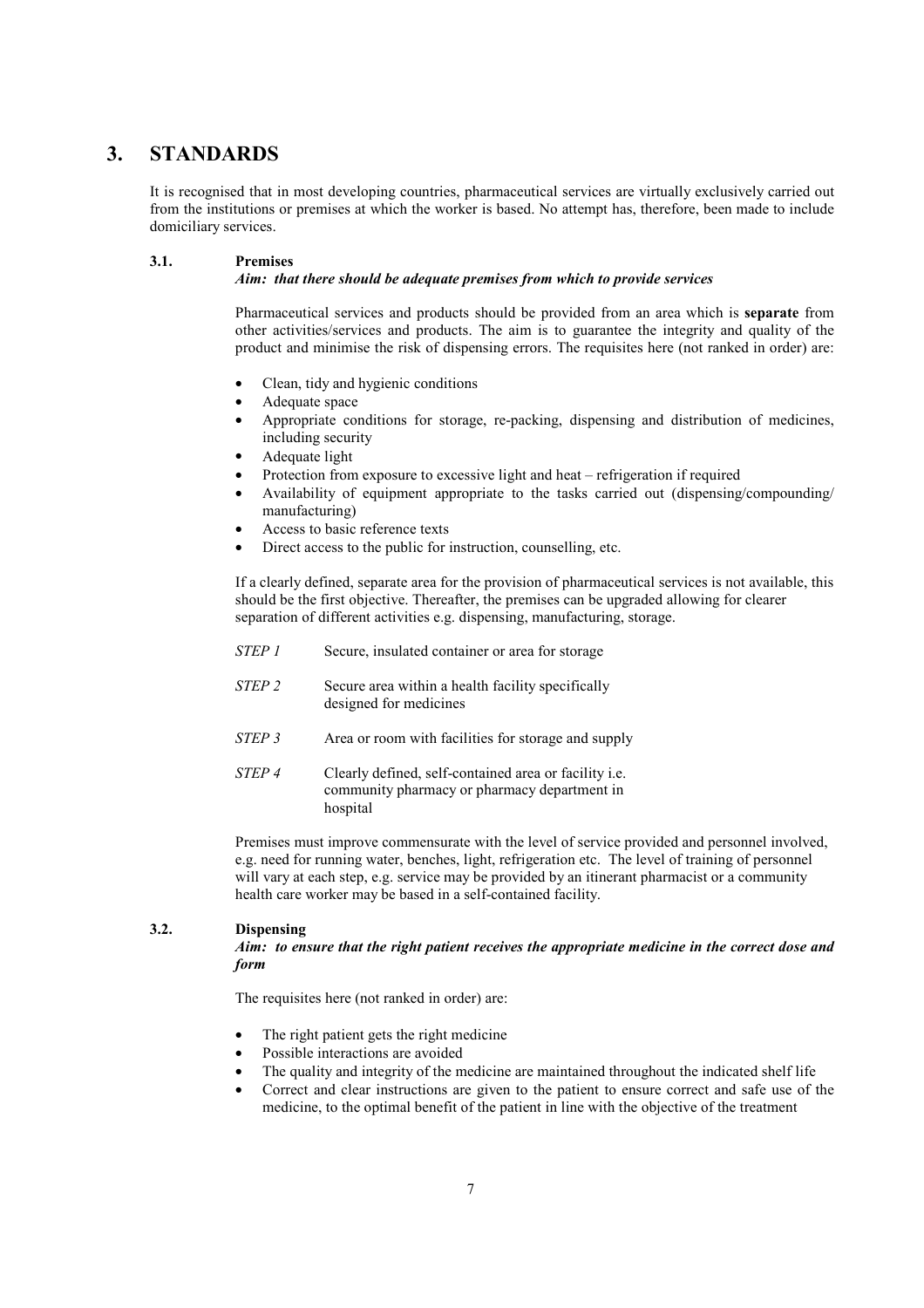# 3. STANDARDS

It is recognised that in most developing countries, pharmaceutical services are virtually exclusively carried out from the institutions or premises at which the worker is based. No attempt has, therefore, been made to include domiciliary services.

## 3.1. Premises

***Aim: that there should be adequate premises from which to provide services***

Pharmaceutical services and products should be provided from an area which is **separate** from other activities/services and products. The aim is to guarantee the integrity and quality of the product and minimise the risk of dispensing errors. The requisites here (not ranked in order) are:

- Clean, tidy and hygienic conditions
- Adequate space
- Appropriate conditions for storage, re-packing, dispensing and distribution of medicines, including security
- Adequate light
- Protection from exposure to excessive light and heat – refrigeration if required
- Availability of equipment appropriate to the tasks carried out (dispensing/compounding/ manufacturing)
- Access to basic reference texts
- Direct access to the public for instruction, counselling, etc.

If a clearly defined, separate area for the provision of pharmaceutical services is not available, this should be the first objective. Thereafter, the premises can be upgraded allowing for clearer separation of different activities e.g. dispensing, manufacturing, storage.

| | |
|---|---|
| *STEP 1* | Secure, insulated container or area for storage |
| *STEP 2* | Secure area within a health facility specifically designed for medicines |
| *STEP 3* | Area or room with facilities for storage and supply |
| *STEP 4* | Clearly defined, self-contained area or facility i.e. community pharmacy or pharmacy department in hospital |

Premises must improve commensurate with the level of service provided and personnel involved, e.g. need for running water, benches, light, refrigeration etc. The level of training of personnel will vary at each step, e.g. service may be provided by an itinerant pharmacist or a community health care worker may be based in a self-contained facility.

## 3.2. Dispensing

***Aim: to ensure that the right patient receives the appropriate medicine in the correct dose and form***

The requisites here (not ranked in order) are:

- The right patient gets the right medicine
- Possible interactions are avoided
- The quality and integrity of the medicine are maintained throughout the indicated shelf life
- Correct and clear instructions are given to the patient to ensure correct and safe use of the medicine, to the optimal benefit of the patient in line with the objective of the treatment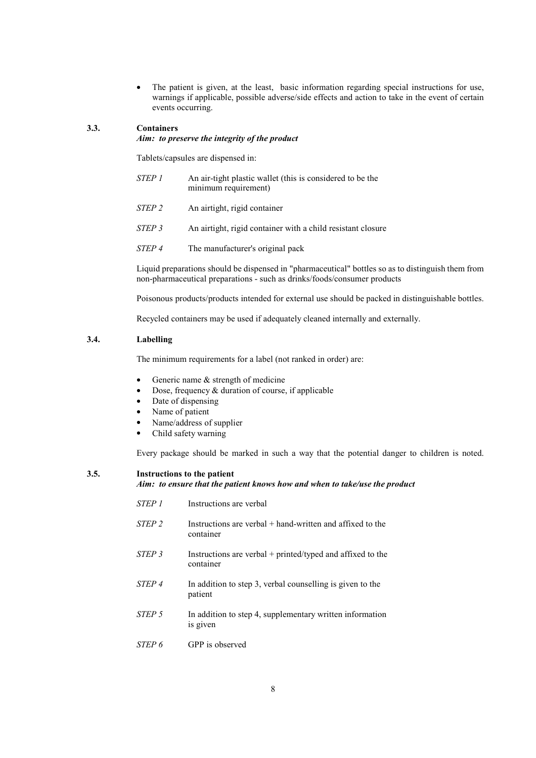- The patient is given, at the least, basic information regarding special instructions for use, warnings if applicable, possible adverse/side effects and action to take in the event of certain events occurring.

### 3.3. Containers

***Aim: to preserve the integrity of the product***

Tablets/capsules are dispensed in:

| | |
|---|---|
| *STEP 1* | An air-tight plastic wallet (this is considered to be the minimum requirement) |
| *STEP 2* | An airtight, rigid container |
| *STEP 3* | An airtight, rigid container with a child resistant closure |
| *STEP 4* | The manufacturer's original pack |

Liquid preparations should be dispensed in "pharmaceutical" bottles so as to distinguish them from non-pharmaceutical preparations - such as drinks/foods/consumer products

Poisonous products/products intended for external use should be packed in distinguishable bottles.

Recycled containers may be used if adequately cleaned internally and externally.

### 3.4. Labelling

The minimum requirements for a label (not ranked in order) are:

- Generic name & strength of medicine
- Dose, frequency & duration of course, if applicable
- Date of dispensing
- Name of patient
- Name/address of supplier
- Child safety warning

Every package should be marked in such a way that the potential danger to children is noted.

### 3.5. Instructions to the patient

***Aim: to ensure that the patient knows how and when to take/use the product***

| | |
|---|---|
| *STEP 1* | Instructions are verbal |
| *STEP 2* | Instructions are verbal + hand-written and affixed to the container |
| *STEP 3* | Instructions are verbal + printed/typed and affixed to the container |
| *STEP 4* | In addition to step 3, verbal counselling is given to the patient |
| *STEP 5* | In addition to step 4, supplementary written information is given |
| *STEP 6* | GPP is observed |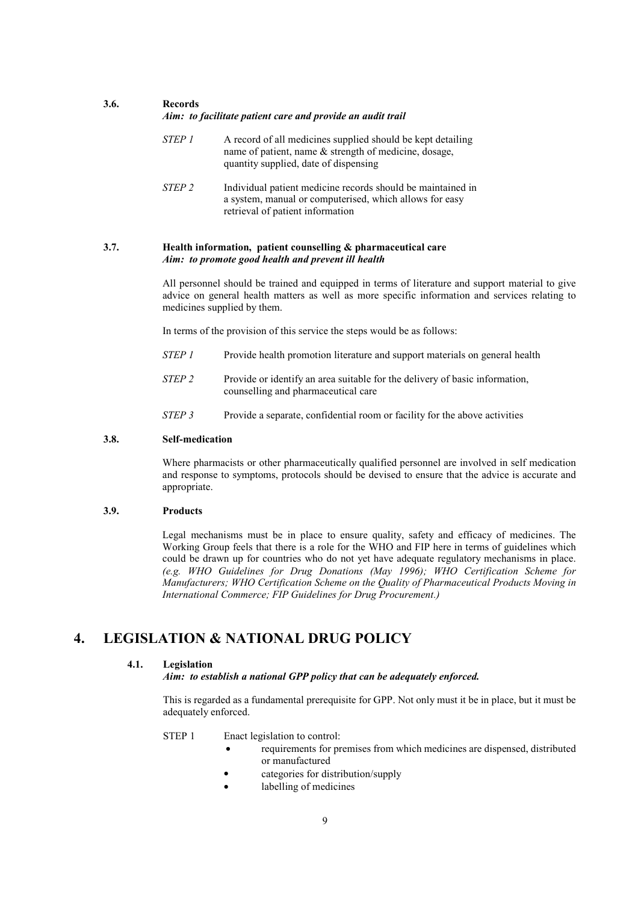### 3.6. Records

*Aim: to facilitate patient care and provide an audit trail*

*STEP 1* A record of all medicines supplied should be kept detailing name of patient, name & strength of medicine, dosage, quantity supplied, date of dispensing

*STEP 2* Individual patient medicine records should be maintained in a system, manual or computerised, which allows for easy retrieval of patient information

### 3.7. Health information, patient counselling & pharmaceutical care

*Aim: to promote good health and prevent ill health*

All personnel should be trained and equipped in terms of literature and support material to give advice on general health matters as well as more specific information and services relating to medicines supplied by them.

In terms of the provision of this service the steps would be as follows:

*STEP 1* Provide health promotion literature and support materials on general health

*STEP 2* Provide or identify an area suitable for the delivery of basic information, counselling and pharmaceutical care

*STEP 3* Provide a separate, confidential room or facility for the above activities

### 3.8. Self-medication

Where pharmacists or other pharmaceutically qualified personnel are involved in self medication and response to symptoms, protocols should be devised to ensure that the advice is accurate and appropriate.

### 3.9. Products

Legal mechanisms must be in place to ensure quality, safety and efficacy of medicines. The Working Group feels that there is a role for the WHO and FIP here in terms of guidelines which could be drawn up for countries who do not yet have adequate regulatory mechanisms in place. *(e.g. WHO Guidelines for Drug Donations (May 1996); WHO Certification Scheme for Manufacturers; WHO Certification Scheme on the Quality of Pharmaceutical Products Moving in International Commerce; FIP Guidelines for Drug Procurement.)*

## 4. LEGISLATION & NATIONAL DRUG POLICY

### 4.1. Legislation

***Aim: to establish a national GPP policy that can be adequately enforced.***

This is regarded as a fundamental prerequisite for GPP. Not only must it be in place, but it must be adequately enforced.

STEP 1 Enact legislation to control:

- requirements for premises from which medicines are dispensed, distributed or manufactured
- categories for distribution/supply
- labelling of medicines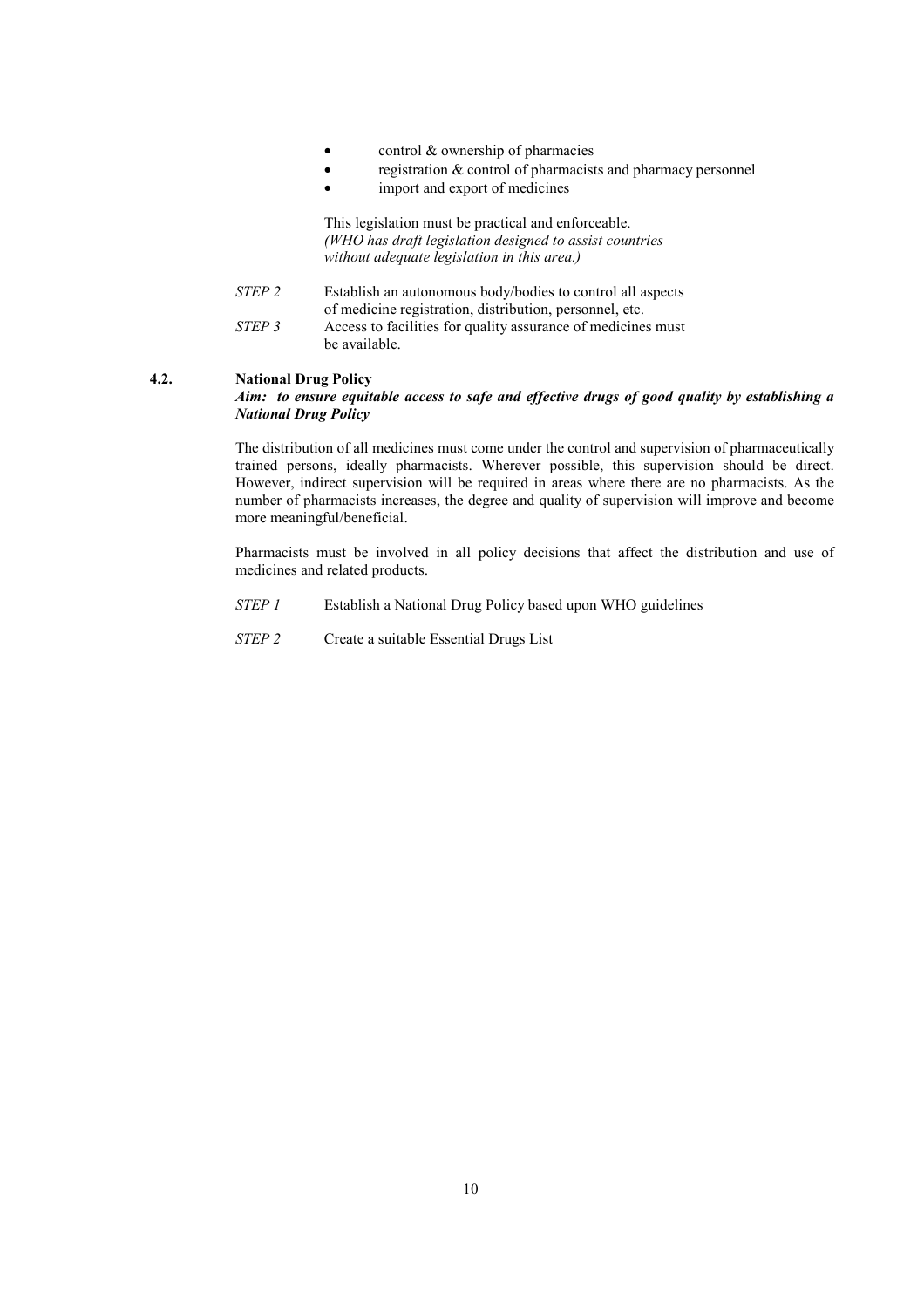- control & ownership of pharmacies
- registration & control of pharmacists and pharmacy personnel
- import and export of medicines

This legislation must be practical and enforceable.
*(WHO has draft legislation designed to assist countries without adequate legislation in this area.)*

*STEP 2* Establish an autonomous body/bodies to control all aspects of medicine registration, distribution, personnel, etc.

*STEP 3* Access to facilities for quality assurance of medicines must be available.

### 4.2. National Drug Policy

***Aim: to ensure equitable access to safe and effective drugs of good quality by establishing a National Drug Policy***

The distribution of all medicines must come under the control and supervision of pharmaceutically trained persons, ideally pharmacists. Wherever possible, this supervision should be direct. However, indirect supervision will be required in areas where there are no pharmacists. As the number of pharmacists increases, the degree and quality of supervision will improve and become more meaningful/beneficial.

Pharmacists must be involved in all policy decisions that affect the distribution and use of medicines and related products.

*STEP 1* Establish a National Drug Policy based upon WHO guidelines

*STEP 2* Create a suitable Essential Drugs List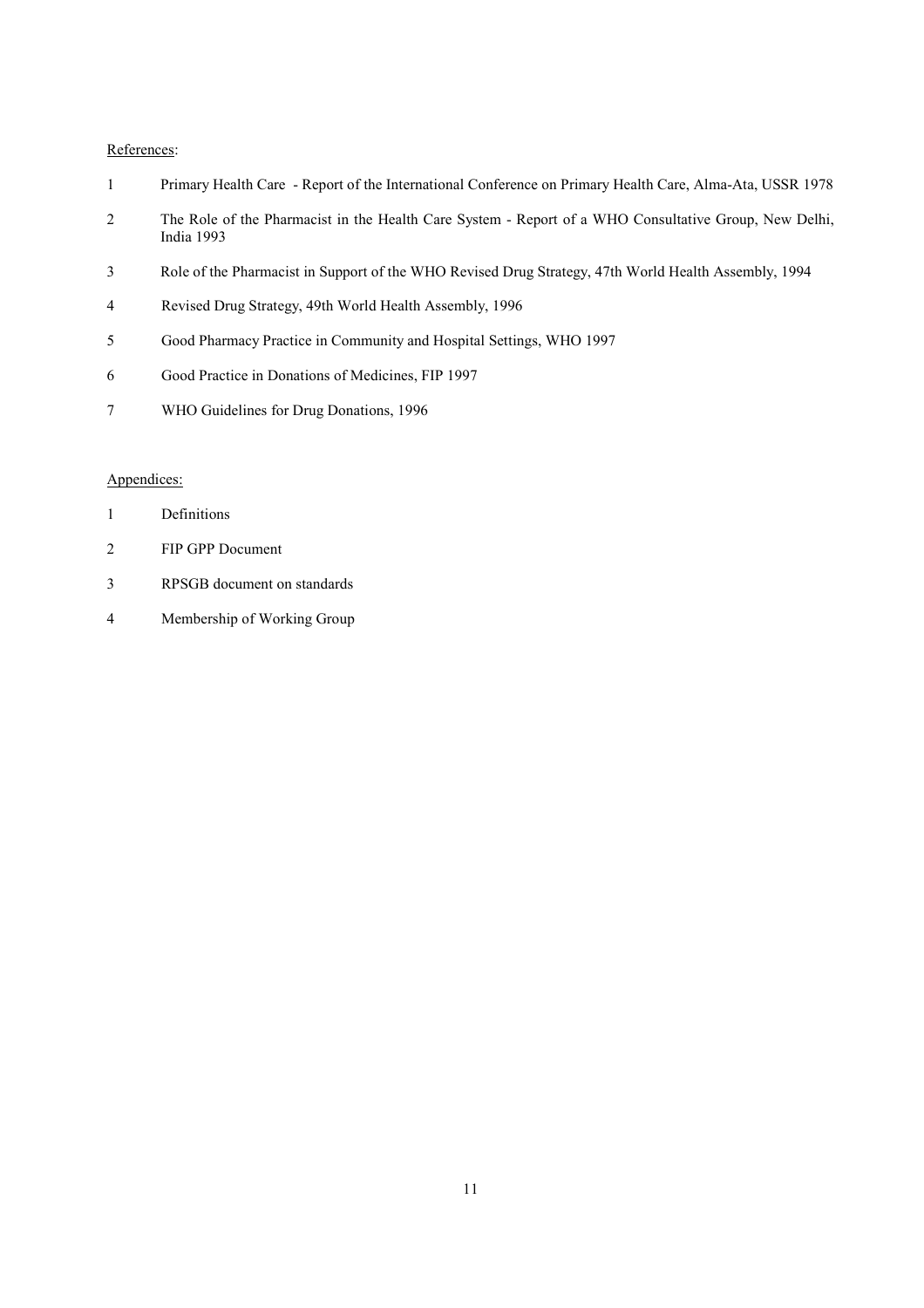<u>References</u>:

1 Primary Health Care - Report of the International Conference on Primary Health Care, Alma-Ata, USSR 1978

2 The Role of the Pharmacist in the Health Care System - Report of a WHO Consultative Group, New Delhi, India 1993

3 Role of the Pharmacist in Support of the WHO Revised Drug Strategy, 47th World Health Assembly, 1994

4 Revised Drug Strategy, 49th World Health Assembly, 1996

5 Good Pharmacy Practice in Community and Hospital Settings, WHO 1997

6 Good Practice in Donations of Medicines, FIP 1997

7 WHO Guidelines for Drug Donations, 1996

<u>Appendices:</u>

1 Definitions

2 FIP GPP Document

3 RPSGB document on standards

4 Membership of Working Group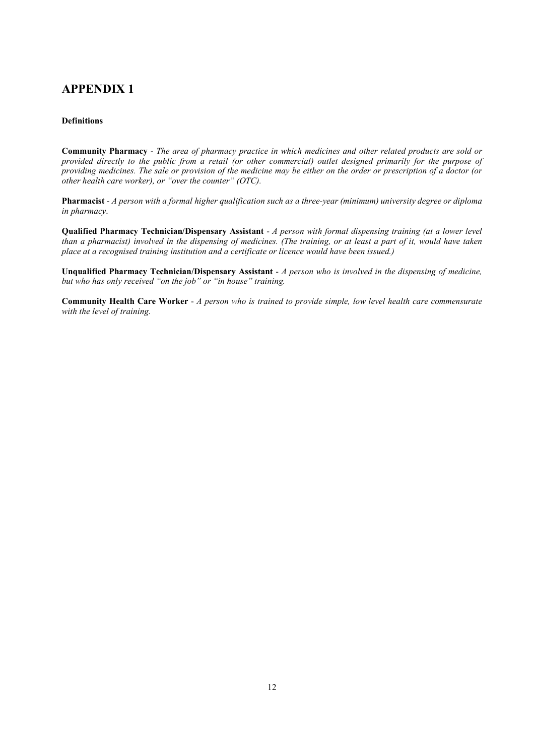# APPENDIX 1

**Definitions**

**Community Pharmacy** - *The area of pharmacy practice in which medicines and other related products are sold or provided directly to the public from a retail (or other commercial) outlet designed primarily for the purpose of providing medicines. The sale or provision of the medicine may be either on the order or prescription of a doctor (or other health care worker), or "over the counter" (OTC).*

**Pharmacist** - *A person with a formal higher qualification such as a three-year (minimum) university degree or diploma in pharmacy*.

**Qualified Pharmacy Technician/Dispensary Assistant** - *A person with formal dispensing training (at a lower level than a pharmacist) involved in the dispensing of medicines. (The training, or at least a part of it, would have taken place at a recognised training institution and a certificate or licence would have been issued.)*

**Unqualified Pharmacy Technician/Dispensary Assistant** - *A person who is involved in the dispensing of medicine, but who has only received "on the job" or "in house" training.*

**Community Health Care Worker** - *A person who is trained to provide simple, low level health care commensurate with the level of training.*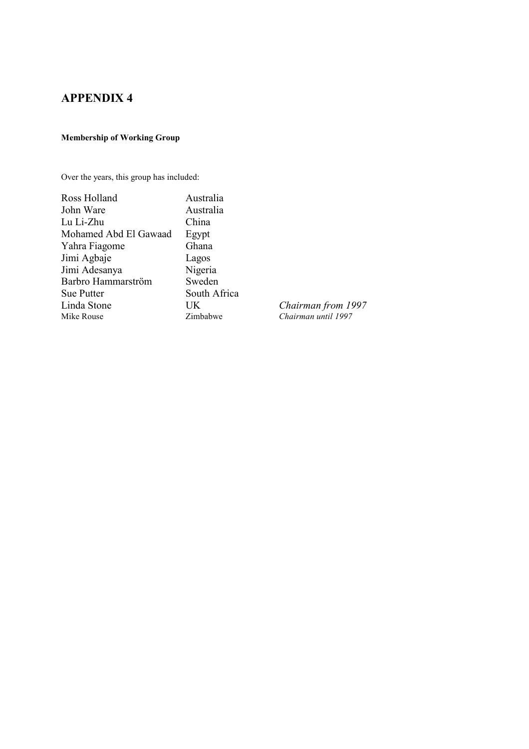# APPENDIX 4

**Membership of Working Group**

Over the years, this group has included:

| | | |
|---|---|---|
| Ross Holland | Australia | |
| John Ware | Australia | |
| Lu Li-Zhu | China | |
| Mohamed Abd El Gawaad | Egypt | |
| Yahra Fiagome | Ghana | |
| Jimi Agbaje | Lagos | |
| Jimi Adesanya | Nigeria | |
| Barbro Hammarström | Sweden | |
| Sue Putter | South Africa | |
| Linda Stone | UK | *Chairman from 1997* |
| Mike Rouse | Zimbabwe | *Chairman until 1997* |